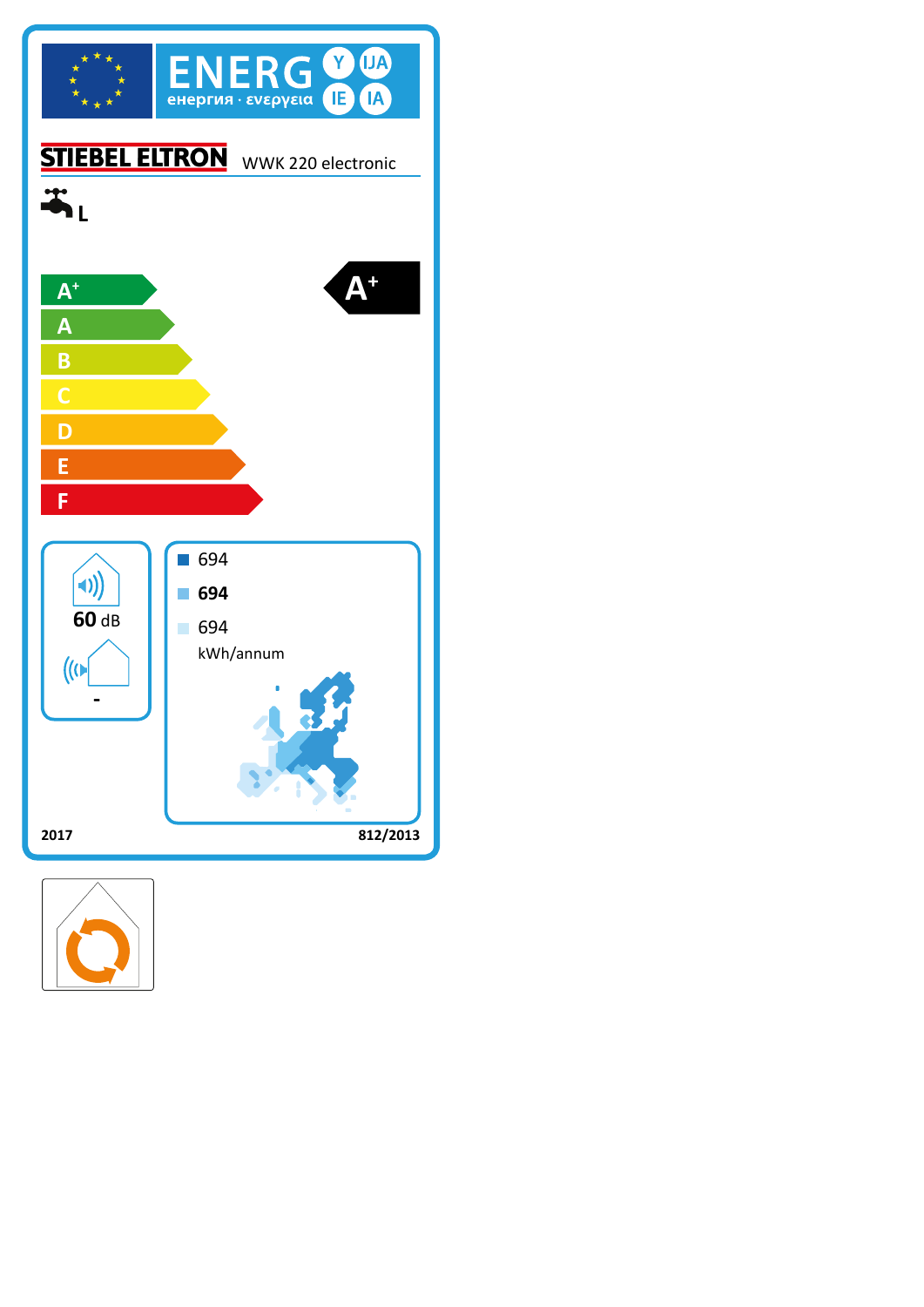ENERG Y IJA IE IA

енергия · ενεργεια

STIEBEL ELTRON WWK 220 electronic

L

- A+
- A
- B
- C
- D
- E
- F

**A+**

60 dB

-

694

**694**

694

kWh/annum

2017

812/2013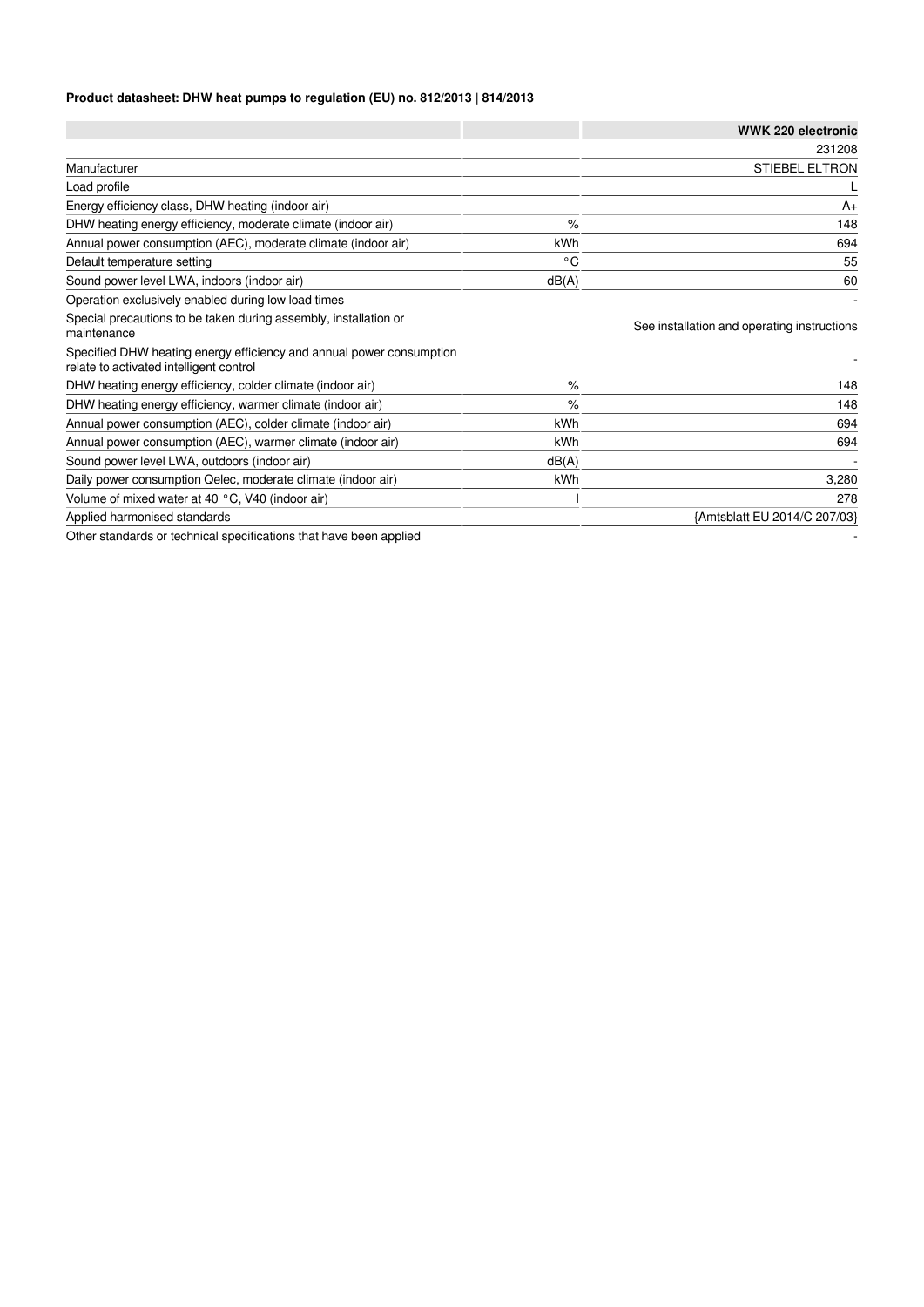**Product datasheet: DHW heat pumps to regulation (EU) no. 812/2013 | 814/2013**

| | | WWK 220 electronic |
|---|---|---|
| | | 231208 |
| Manufacturer | | STIEBEL ELTRON |
| Load profile | | L |
| Energy efficiency class, DHW heating (indoor air) | | A+ |
| DHW heating energy efficiency, moderate climate (indoor air) | % | 148 |
| Annual power consumption (AEC), moderate climate (indoor air) | kWh | 694 |
| Default temperature setting | °C | 55 |
| Sound power level LWA, indoors (indoor air) | dB(A) | 60 |
| Operation exclusively enabled during low load times | | - |
| Special precautions to be taken during assembly, installation or maintenance | | See installation and operating instructions |
| Specified DHW heating energy efficiency and annual power consumption relate to activated intelligent control | | - |
| DHW heating energy efficiency, colder climate (indoor air) | % | 148 |
| DHW heating energy efficiency, warmer climate (indoor air) | % | 148 |
| Annual power consumption (AEC), colder climate (indoor air) | kWh | 694 |
| Annual power consumption (AEC), warmer climate (indoor air) | kWh | 694 |
| Sound power level LWA, outdoors (indoor air) | dB(A) | - |
| Daily power consumption Qelec, moderate climate (indoor air) | kWh | 3,280 |
| Volume of mixed water at 40 °C, V40 (indoor air) | l | 278 |
| Applied harmonised standards | | {Amtsblatt EU 2014/C 207/03} |
| Other standards or technical specifications that have been applied | | - |